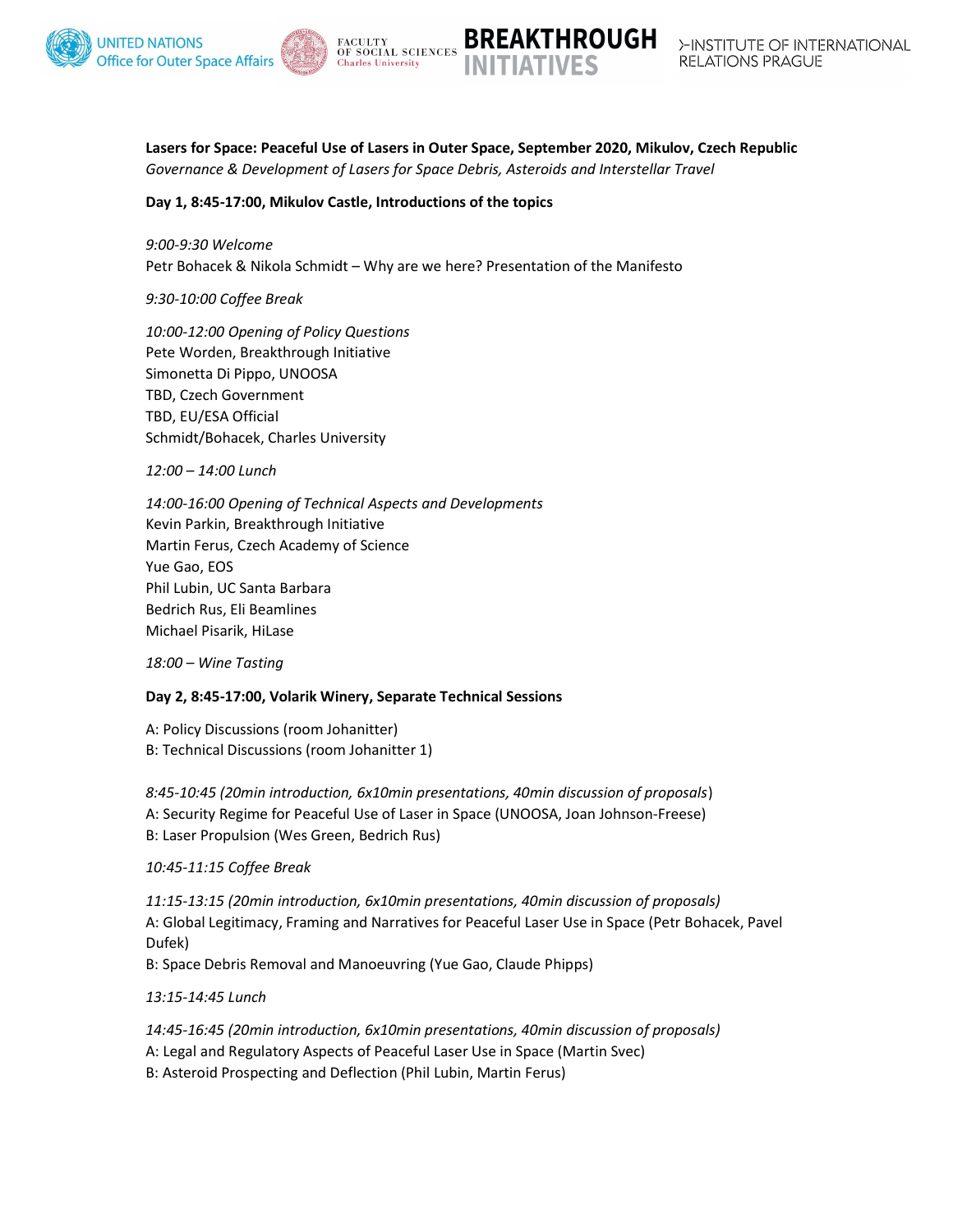UNITED NATIONS Office for Outer Space Affairs | FACULTY OF SOCIAL SCIENCES Charles University | BREAKTHROUGH INITIATIVES | INSTITUTE OF INTERNATIONAL RELATIONS PRAGUE

**Lasers for Space: Peaceful Use of Lasers in Outer Space, September 2020, Mikulov, Czech Republic**
*Governance & Development of Lasers for Space Debris, Asteroids and Interstellar Travel*

**Day 1, 8:45-17:00, Mikulov Castle, Introductions of the topics**

*9:00-9:30 Welcome*
Petr Bohacek & Nikola Schmidt – Why are we here? Presentation of the Manifesto

*9:30-10:00 Coffee Break*

*10:00-12:00 Opening of Policy Questions*
Pete Worden, Breakthrough Initiative
Simonetta Di Pippo, UNOOSA
TBD, Czech Government
TBD, EU/ESA Official
Schmidt/Bohacek, Charles University

*12:00 – 14:00 Lunch*

*14:00-16:00 Opening of Technical Aspects and Developments*
Kevin Parkin, Breakthrough Initiative
Martin Ferus, Czech Academy of Science
Yue Gao, EOS
Phil Lubin, UC Santa Barbara
Bedrich Rus, Eli Beamlines
Michael Pisarik, HiLase

*18:00 – Wine Tasting*

**Day 2, 8:45-17:00, Volarik Winery, Separate Technical Sessions**

A: Policy Discussions (room Johanitter)
B: Technical Discussions (room Johanitter 1)

*8:45-10:45 (20min introduction, 6x10min presentations, 40min discussion of proposals*)
A: Security Regime for Peaceful Use of Laser in Space (UNOOSA, Joan Johnson-Freese)
B: Laser Propulsion (Wes Green, Bedrich Rus)

*10:45-11:15 Coffee Break*

*11:15-13:15 (20min introduction, 6x10min presentations, 40min discussion of proposals)*
A: Global Legitimacy, Framing and Narratives for Peaceful Laser Use in Space (Petr Bohacek, Pavel Dufek)
B: Space Debris Removal and Manoeuvring (Yue Gao, Claude Phipps)

*13:15-14:45 Lunch*

*14:45-16:45 (20min introduction, 6x10min presentations, 40min discussion of proposals)*
A: Legal and Regulatory Aspects of Peaceful Laser Use in Space (Martin Svec)
B: Asteroid Prospecting and Deflection (Phil Lubin, Martin Ferus)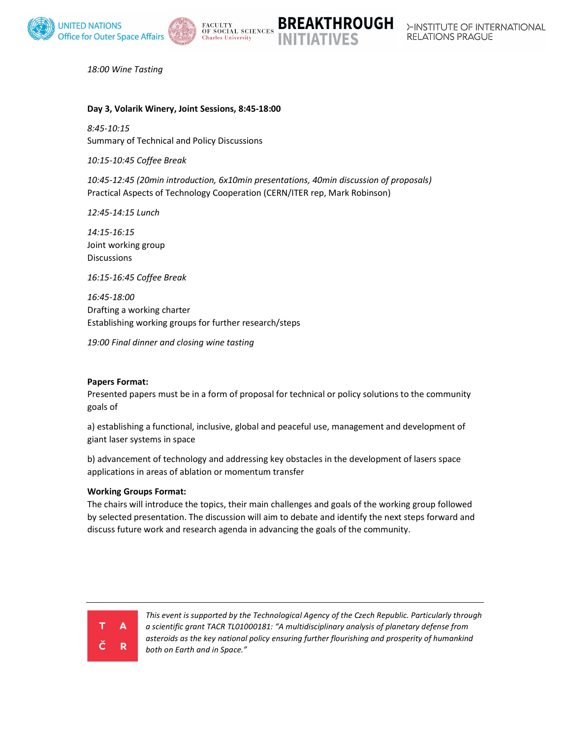*18:00 Wine Tasting*

**Day 3, Volarik Winery, Joint Sessions, 8:45-18:00**

*8:45-10:15*
Summary of Technical and Policy Discussions

*10:15-10:45 Coffee Break*

*10:45-12:45 (20min introduction, 6x10min presentations, 40min discussion of proposals)*
Practical Aspects of Technology Cooperation (CERN/ITER rep, Mark Robinson)

*12:45-14:15 Lunch*

*14:15-16:15*
Joint working group
Discussions

*16:15-16:45 Coffee Break*

*16:45-18:00*
Drafting a working charter
Establishing working groups for further research/steps

*19:00 Final dinner and closing wine tasting*

**Papers Format:**
Presented papers must be in a form of proposal for technical or policy solutions to the community goals of

a) establishing a functional, inclusive, global and peaceful use, management and development of giant laser systems in space

b) advancement of technology and addressing key obstacles in the development of lasers space applications in areas of ablation or momentum transfer

**Working Groups Format:**
The chairs will introduce the topics, their main challenges and goals of the working group followed by selected presentation. The discussion will aim to debate and identify the next steps forward and discuss future work and research agenda in advancing the goals of the community.

*This event is supported by the Technological Agency of the Czech Republic. Particularly through a scientific grant TACR TL01000181: "A multidisciplinary analysis of planetary defense from asteroids as the key national policy ensuring further flourishing and prosperity of humankind both on Earth and in Space."*